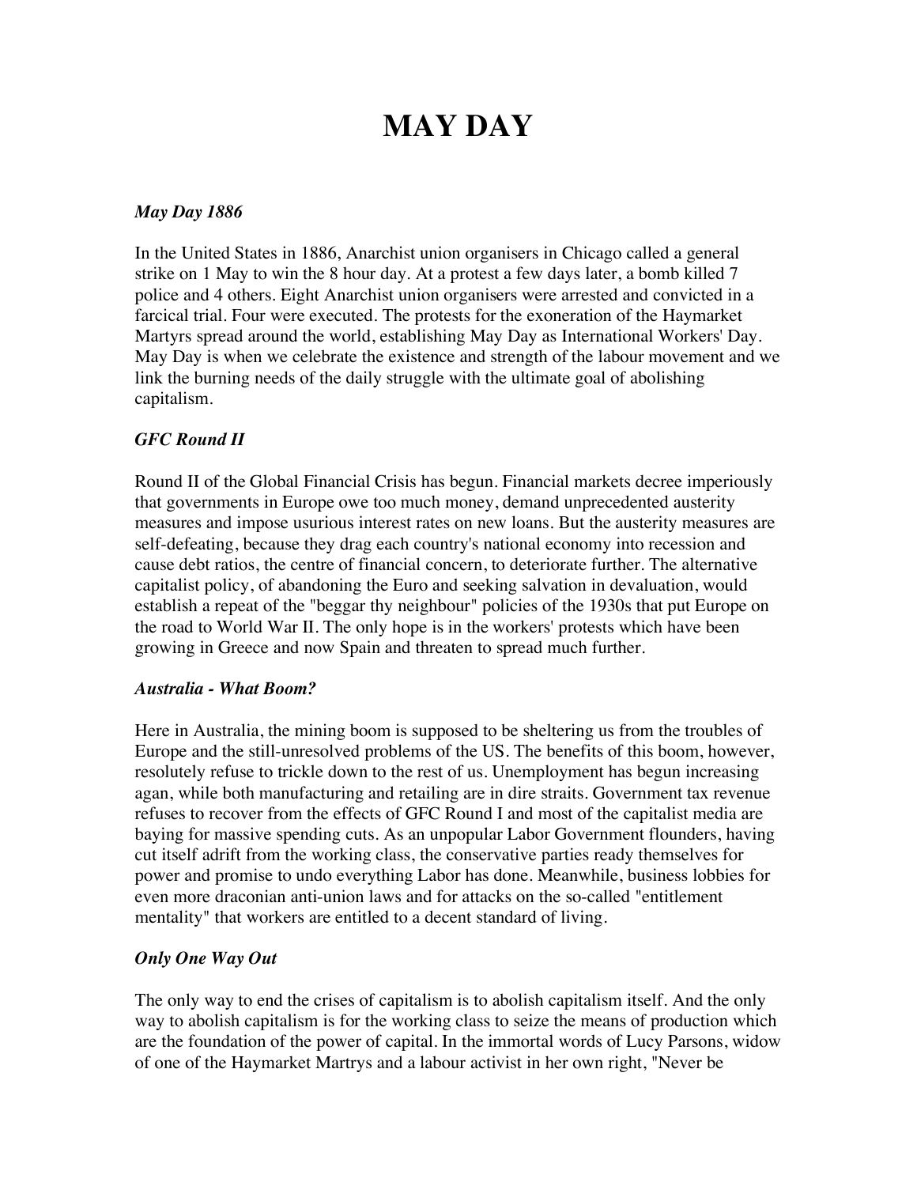# MAY DAY

***May Day 1886***

In the United States in 1886, Anarchist union organisers in Chicago called a general strike on 1 May to win the 8 hour day. At a protest a few days later, a bomb killed 7 police and 4 others. Eight Anarchist union organisers were arrested and convicted in a farcical trial. Four were executed. The protests for the exoneration of the Haymarket Martyrs spread around the world, establishing May Day as International Workers' Day. May Day is when we celebrate the existence and strength of the labour movement and we link the burning needs of the daily struggle with the ultimate goal of abolishing capitalism.

***GFC Round II***

Round II of the Global Financial Crisis has begun. Financial markets decree imperiously that governments in Europe owe too much money, demand unprecedented austerity measures and impose usurious interest rates on new loans. But the austerity measures are self-defeating, because they drag each country's national economy into recession and cause debt ratios, the centre of financial concern, to deteriorate further. The alternative capitalist policy, of abandoning the Euro and seeking salvation in devaluation, would establish a repeat of the "beggar thy neighbour" policies of the 1930s that put Europe on the road to World War II. The only hope is in the workers' protests which have been growing in Greece and now Spain and threaten to spread much further.

***Australia - What Boom?***

Here in Australia, the mining boom is supposed to be sheltering us from the troubles of Europe and the still-unresolved problems of the US. The benefits of this boom, however, resolutely refuse to trickle down to the rest of us. Unemployment has begun increasing agan, while both manufacturing and retailing are in dire straits. Government tax revenue refuses to recover from the effects of GFC Round I and most of the capitalist media are baying for massive spending cuts. As an unpopular Labor Government flounders, having cut itself adrift from the working class, the conservative parties ready themselves for power and promise to undo everything Labor has done. Meanwhile, business lobbies for even more draconian anti-union laws and for attacks on the so-called "entitlement mentality" that workers are entitled to a decent standard of living.

***Only One Way Out***

The only way to end the crises of capitalism is to abolish capitalism itself. And the only way to abolish capitalism is for the working class to seize the means of production which are the foundation of the power of capital. In the immortal words of Lucy Parsons, widow of one of the Haymarket Martrys and a labour activist in her own right, "Never be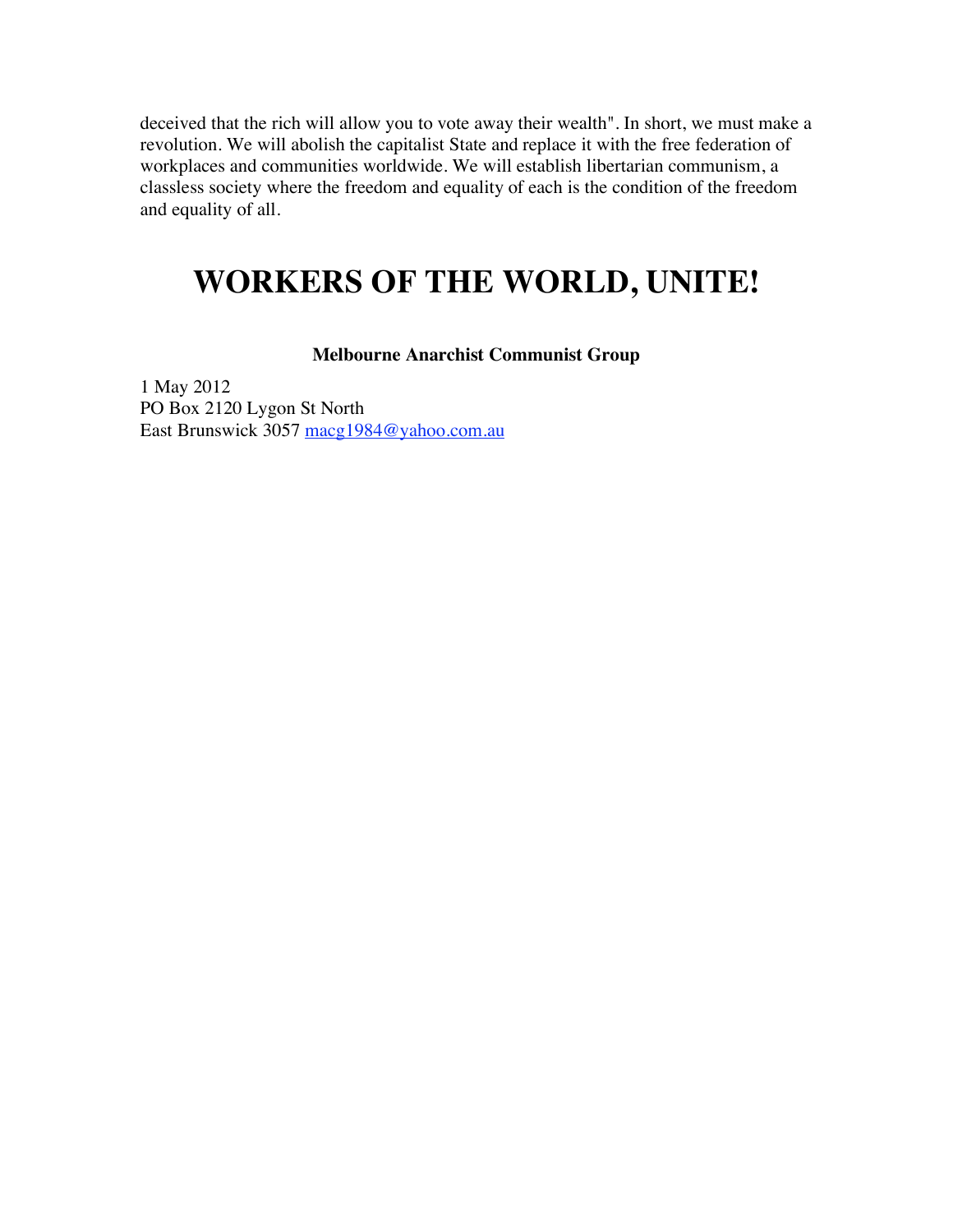deceived that the rich will allow you to vote away their wealth". In short, we must make a revolution. We will abolish the capitalist State and replace it with the free federation of workplaces and communities worldwide. We will establish libertarian communism, a classless society where the freedom and equality of each is the condition of the freedom and equality of all.

# WORKERS OF THE WORLD, UNITE!

**Melbourne Anarchist Communist Group**

1 May 2012
PO Box 2120 Lygon St North
East Brunswick 3057 macg1984@yahoo.com.au